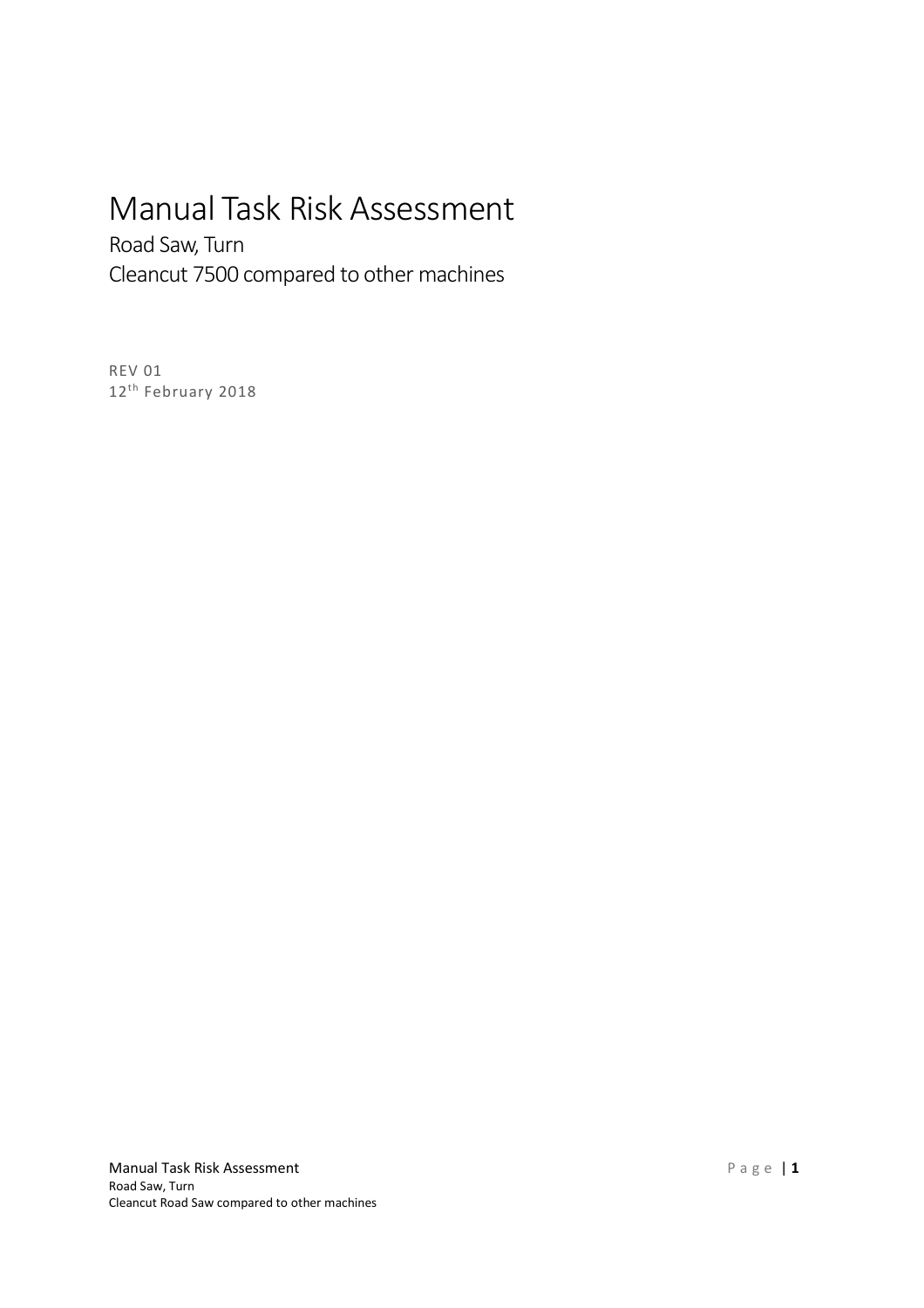# Manual Task Risk Assessment

Road Saw, Turn

Cleancut 7500 compared to other machines

REV 01

12th February 2018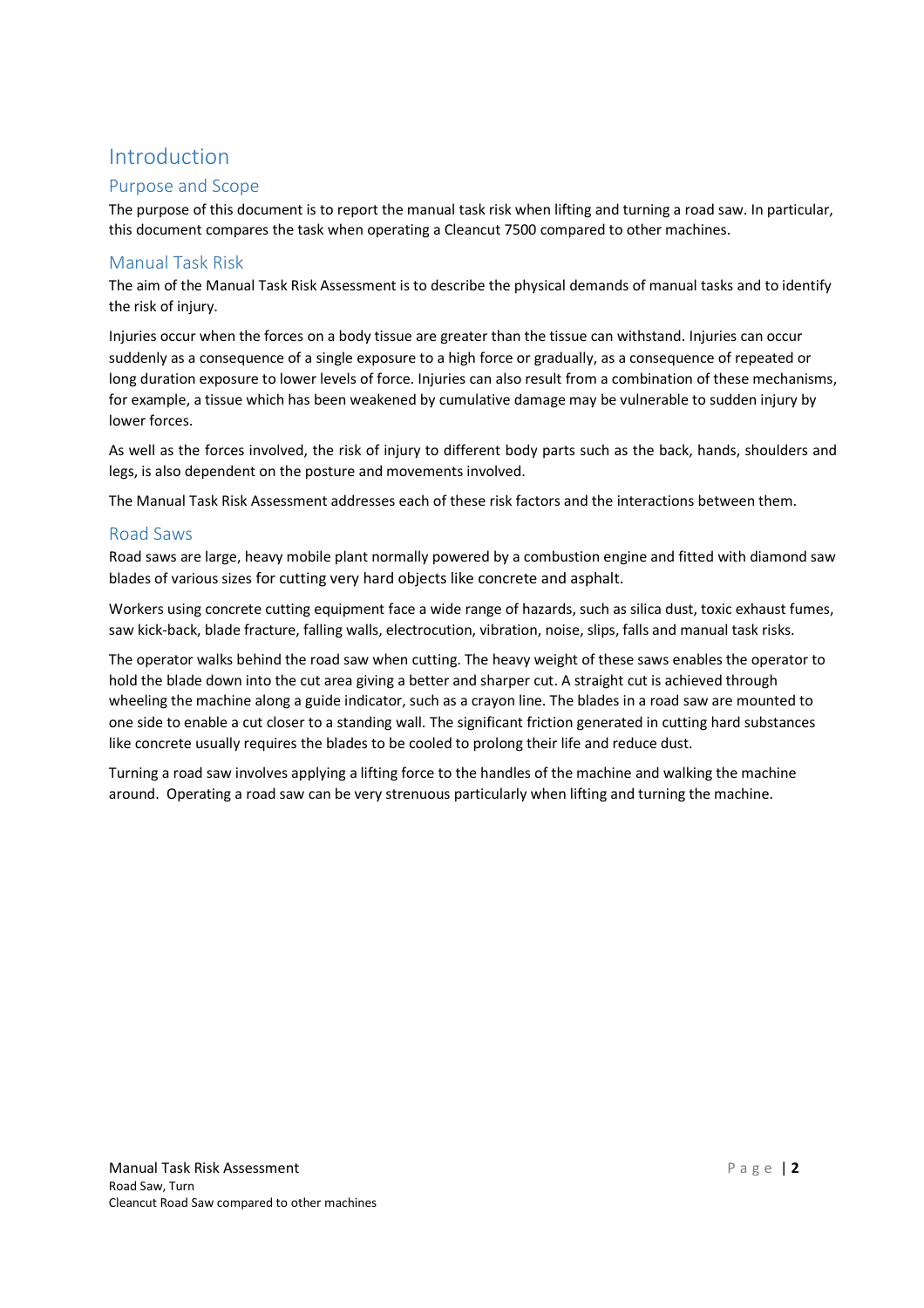# Introduction

## Purpose and Scope

The purpose of this document is to report the manual task risk when lifting and turning a road saw. In particular, this document compares the task when operating a Cleancut 7500 compared to other machines.

## Manual Task Risk

The aim of the Manual Task Risk Assessment is to describe the physical demands of manual tasks and to identify the risk of injury.

Injuries occur when the forces on a body tissue are greater than the tissue can withstand. Injuries can occur suddenly as a consequence of a single exposure to a high force or gradually, as a consequence of repeated or long duration exposure to lower levels of force. Injuries can also result from a combination of these mechanisms, for example, a tissue which has been weakened by cumulative damage may be vulnerable to sudden injury by lower forces.

As well as the forces involved, the risk of injury to different body parts such as the back, hands, shoulders and legs, is also dependent on the posture and movements involved.

The Manual Task Risk Assessment addresses each of these risk factors and the interactions between them.

## Road Saws

Road saws are large, heavy mobile plant normally powered by a combustion engine and fitted with diamond saw blades of various sizes for cutting very hard objects like concrete and asphalt.

Workers using concrete cutting equipment face a wide range of hazards, such as silica dust, toxic exhaust fumes, saw kick-back, blade fracture, falling walls, electrocution, vibration, noise, slips, falls and manual task risks.

The operator walks behind the road saw when cutting. The heavy weight of these saws enables the operator to hold the blade down into the cut area giving a better and sharper cut. A straight cut is achieved through wheeling the machine along a guide indicator, such as a crayon line. The blades in a road saw are mounted to one side to enable a cut closer to a standing wall. The significant friction generated in cutting hard substances like concrete usually requires the blades to be cooled to prolong their life and reduce dust.

Turning a road saw involves applying a lifting force to the handles of the machine and walking the machine around. Operating a road saw can be very strenuous particularly when lifting and turning the machine.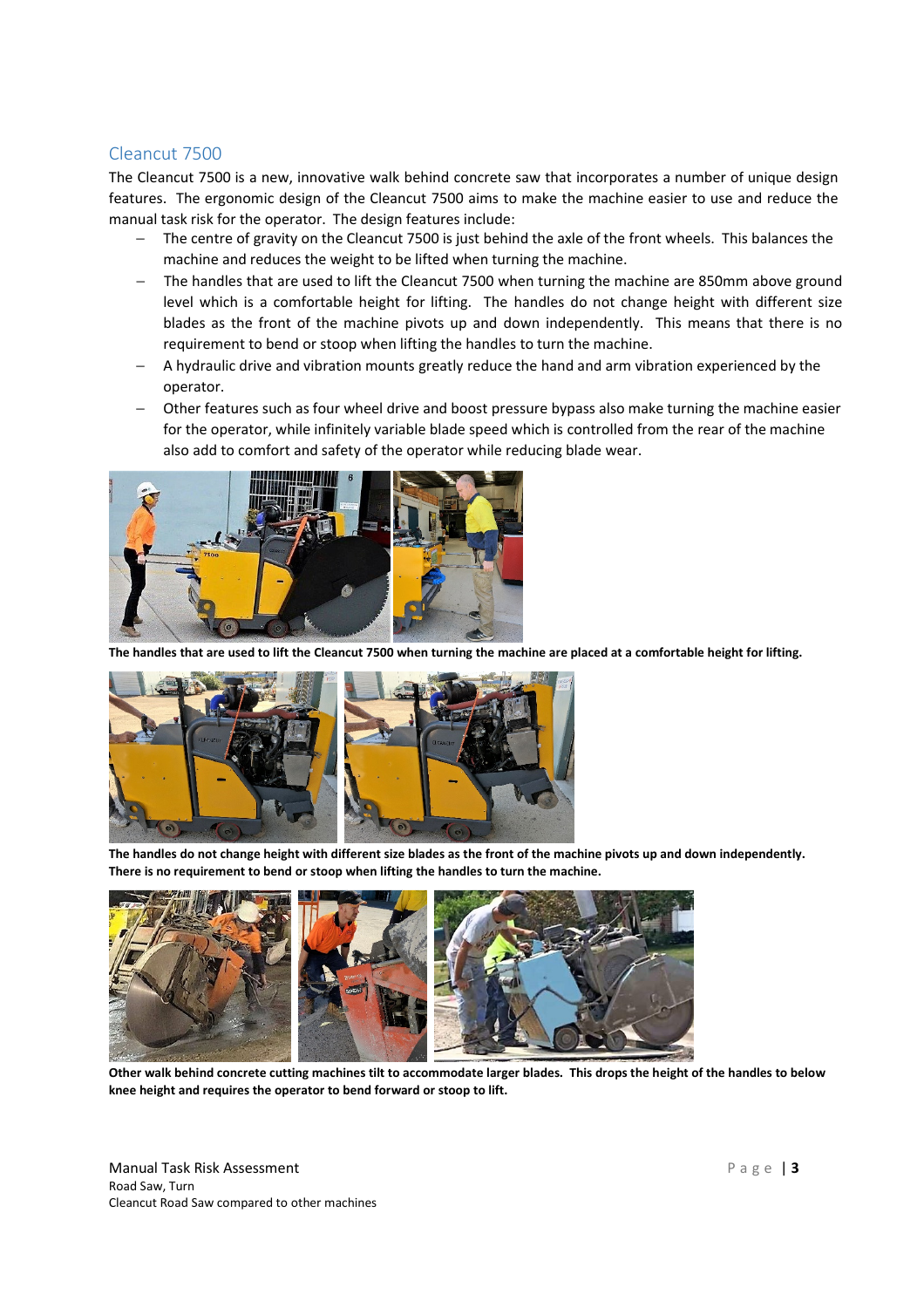## Cleancut 7500

The Cleancut 7500 is a new, innovative walk behind concrete saw that incorporates a number of unique design features. The ergonomic design of the Cleancut 7500 aims to make the machine easier to use and reduce the manual task risk for the operator. The design features include:

- The centre of gravity on the Cleancut 7500 is just behind the axle of the front wheels. This balances the machine and reduces the weight to be lifted when turning the machine.
- The handles that are used to lift the Cleancut 7500 when turning the machine are 850mm above ground level which is a comfortable height for lifting. The handles do not change height with different size blades as the front of the machine pivots up and down independently. This means that there is no requirement to bend or stoop when lifting the handles to turn the machine.
- A hydraulic drive and vibration mounts greatly reduce the hand and arm vibration experienced by the operator.
- Other features such as four wheel drive and boost pressure bypass also make turning the machine easier for the operator, while infinitely variable blade speed which is controlled from the rear of the machine also add to comfort and safety of the operator while reducing blade wear.

**The handles that are used to lift the Cleancut 7500 when turning the machine are placed at a comfortable height for lifting.**

**The handles do not change height with different size blades as the front of the machine pivots up and down independently. There is no requirement to bend or stoop when lifting the handles to turn the machine.**

**Other walk behind concrete cutting machines tilt to accommodate larger blades. This drops the height of the handles to below knee height and requires the operator to bend forward or stoop to lift.**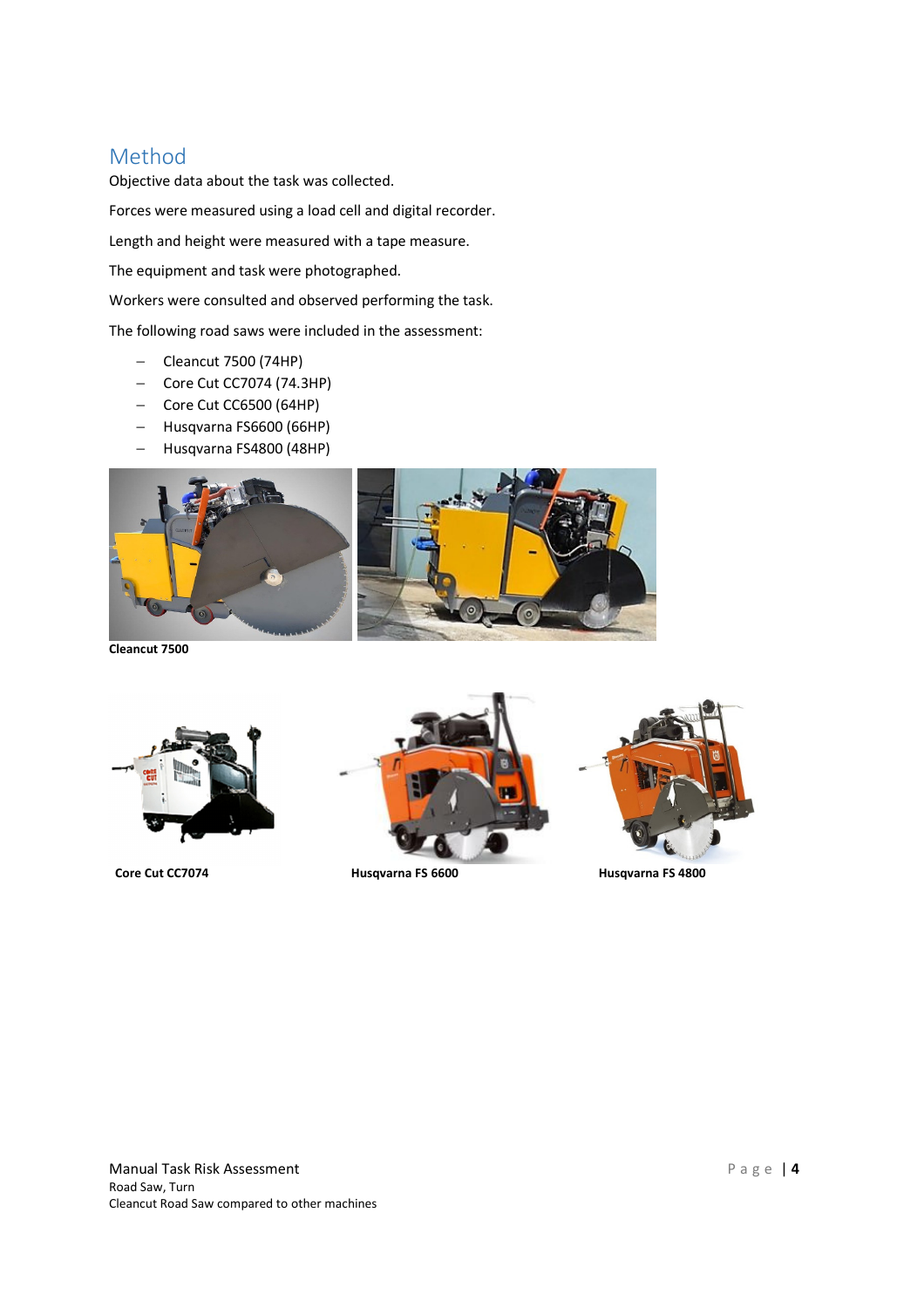## Method

Objective data about the task was collected.

Forces were measured using a load cell and digital recorder.

Length and height were measured with a tape measure.

The equipment and task were photographed.

Workers were consulted and observed performing the task.

The following road saws were included in the assessment:

- Cleancut 7500 (74HP)
- Core Cut CC7074 (74.3HP)
- Core Cut CC6500 (64HP)
- Husqvarna FS6600 (66HP)
- Husqvarna FS4800 (48HP)

**Cleancut 7500**

**Core Cut CC7074**

**Husqvarna FS 6600**

**Husqvarna FS 4800**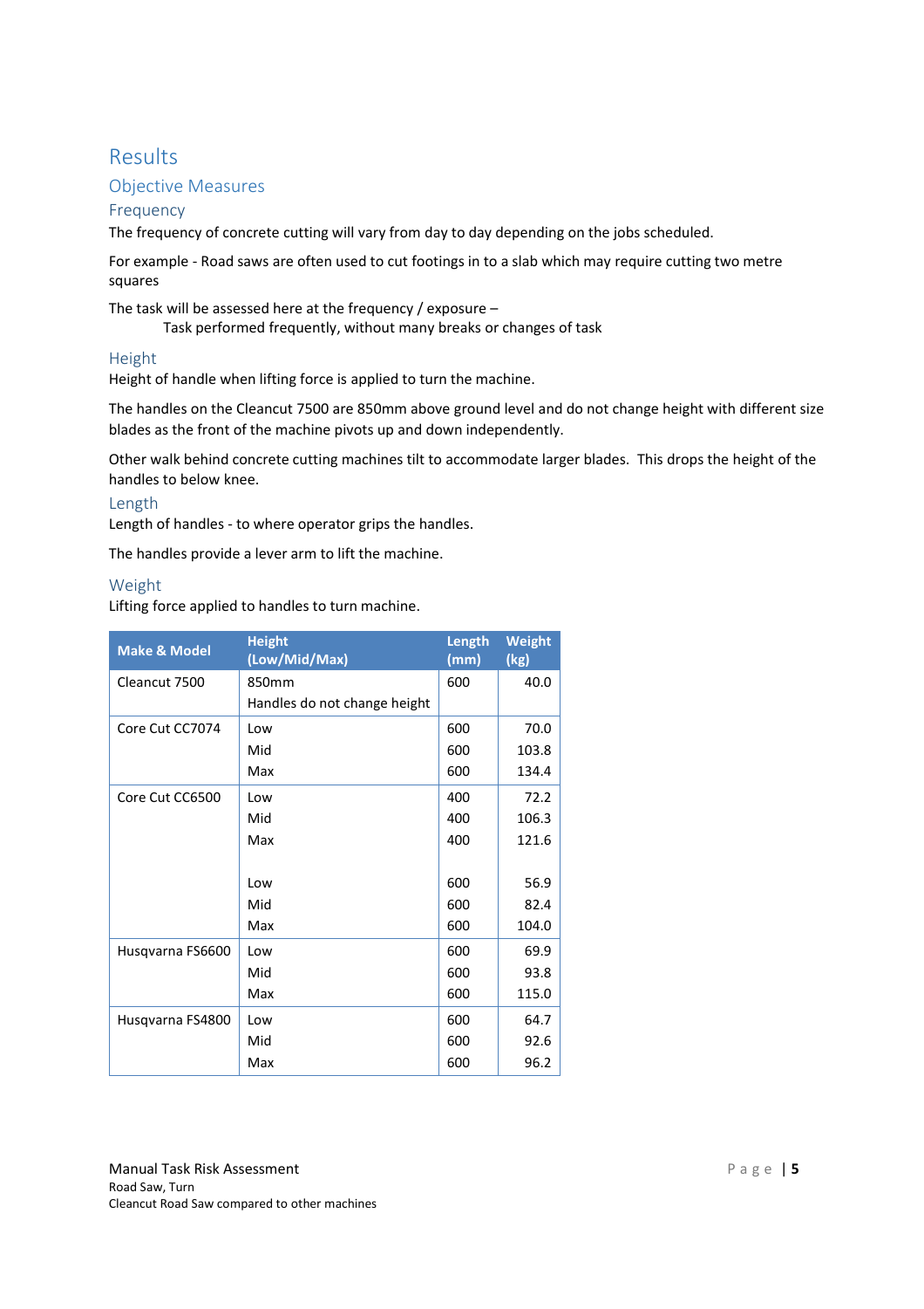# Results

## Objective Measures

### Frequency

The frequency of concrete cutting will vary from day to day depending on the jobs scheduled.

For example - Road saws are often used to cut footings in to a slab which may require cutting two metre squares

The task will be assessed here at the frequency / exposure –

Task performed frequently, without many breaks or changes of task

### Height

Height of handle when lifting force is applied to turn the machine.

The handles on the Cleancut 7500 are 850mm above ground level and do not change height with different size blades as the front of the machine pivots up and down independently.

Other walk behind concrete cutting machines tilt to accommodate larger blades. This drops the height of the handles to below knee.

### Length

Length of handles - to where operator grips the handles.

The handles provide a lever arm to lift the machine.

### Weight

Lifting force applied to handles to turn machine.

| Make & Model | Height (Low/Mid/Max) | Length (mm) | Weight (kg) |
|---|---|---|---|
| Cleancut 7500 | 850mm<br>Handles do not change height | 600 | 40.0 |
| Core Cut CC7074 | Low | 600 | 70.0 |
| | Mid | 600 | 103.8 |
| | Max | 600 | 134.4 |
| Core Cut CC6500 | Low | 400 | 72.2 |
| | Mid | 400 | 106.3 |
| | Max | 400 | 121.6 |
| | Low | 600 | 56.9 |
| | Mid | 600 | 82.4 |
| | Max | 600 | 104.0 |
| Husqvarna FS6600 | Low | 600 | 69.9 |
| | Mid | 600 | 93.8 |
| | Max | 600 | 115.0 |
| Husqvarna FS4800 | Low | 600 | 64.7 |
| | Mid | 600 | 92.6 |
| | Max | 600 | 96.2 |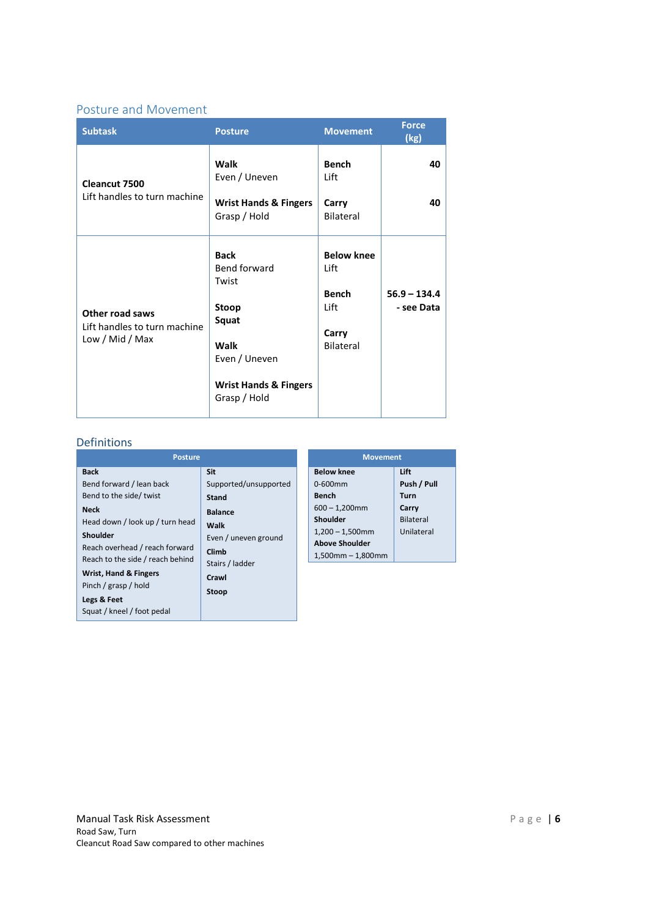## Posture and Movement

| Subtask | Posture | Movement | Force (kg) |
|---|---|---|---|
| **Cleancut 7500**<br>Lift handles to turn machine | **Walk**<br>Even / Uneven<br><br>**Wrist Hands & Fingers**<br>Grasp / Hold | **Bench**<br>Lift<br><br>**Carry**<br>Bilateral | **40**<br><br>**40** |
| **Other road saws**<br>Lift handles to turn machine<br>Low / Mid / Max | **Back**<br>Bend forward<br>Twist<br><br>**Stoop**<br>**Squat**<br><br>**Walk**<br>Even / Uneven<br><br>**Wrist Hands & Fingers**<br>Grasp / Hold | **Below knee**<br>Lift<br><br>**Bench**<br>Lift<br><br>**Carry**<br>Bilateral | **56.9 – 134.4 - see Data** |

## Definitions

| Posture | |
|---|---|
| **Back**<br>Bend forward / lean back<br>Bend to the side/ twist<br>**Neck**<br>Head down / look up / turn head<br>**Shoulder**<br>Reach overhead / reach forward<br>Reach to the side / reach behind<br>**Wrist, Hand & Fingers**<br>Pinch / grasp / hold<br>**Legs & Feet**<br>Squat / kneel / foot pedal | **Sit**<br>Supported/unsupported<br>**Stand**<br>**Balance**<br>**Walk**<br>Even / uneven ground<br>**Climb**<br>Stairs / ladder<br>**Crawl**<br>**Stoop** |

| Movement | |
|---|---|
| **Below knee**<br>0-600mm<br>**Bench**<br>600 – 1,200mm<br>**Shoulder**<br>1,200 – 1,500mm<br>**Above Shoulder**<br>1,500mm – 1,800mm | **Lift**<br>**Push / Pull**<br>**Turn**<br>**Carry**<br>Bilateral<br>Unilateral |

Manual Task Risk Assessment
Road Saw, Turn
Cleancut Road Saw compared to other machines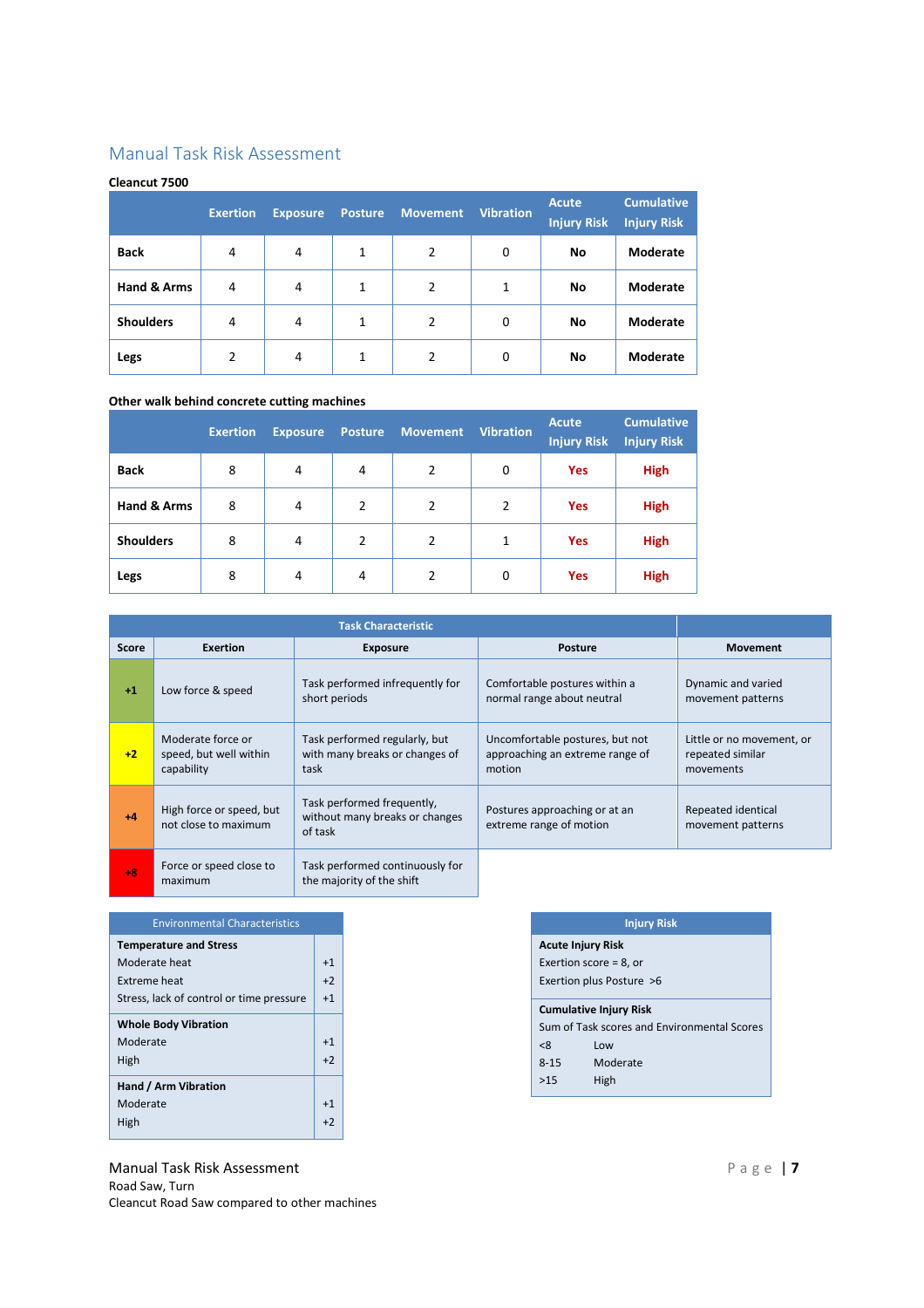## Manual Task Risk Assessment

**Cleancut 7500**

| | Exertion | Exposure | Posture | Movement | Vibration | Acute Injury Risk | Cumulative Injury Risk |
|---|---|---|---|---|---|---|---|
| **Back** | 4 | 4 | 1 | 2 | 0 | **No** | **Moderate** |
| **Hand & Arms** | 4 | 4 | 1 | 2 | 1 | **No** | **Moderate** |
| **Shoulders** | 4 | 4 | 1 | 2 | 0 | **No** | **Moderate** |
| **Legs** | 2 | 4 | 1 | 2 | 0 | **No** | **Moderate** |

**Other walk behind concrete cutting machines**

| | Exertion | Exposure | Posture | Movement | Vibration | Acute Injury Risk | Cumulative Injury Risk |
|---|---|---|---|---|---|---|---|
| **Back** | 8 | 4 | 4 | 2 | 0 | **Yes** | **High** |
| **Hand & Arms** | 8 | 4 | 2 | 2 | 2 | **Yes** | **High** |
| **Shoulders** | 8 | 4 | 2 | 2 | 1 | **Yes** | **High** |
| **Legs** | 8 | 4 | 4 | 2 | 0 | **Yes** | **High** |

| Task Characteristic | | | | |
|---|---|---|---|---|
| **Score** | **Exertion** | **Exposure** | **Posture** | **Movement** |
| **+1** | Low force & speed | Task performed infrequently for short periods | Comfortable postures within a normal range about neutral | Dynamic and varied movement patterns |
| **+2** | Moderate force or speed, but well within capability | Task performed regularly, but with many breaks or changes of task | Uncomfortable postures, but not approaching an extreme range of motion | Little or no movement, or repeated similar movements |
| **+4** | High force or speed, but not close to maximum | Task performed frequently, without many breaks or changes of task | Postures approaching or at an extreme range of motion | Repeated identical movement patterns |
| **+8** | Force or speed close to maximum | Task performed continuously for the majority of the shift | | |

| Environmental Characteristics | |
|---|---|
| **Temperature and Stress** | |
| Moderate heat | +1 |
| Extreme heat | +2 |
| Stress, lack of control or time pressure | +1 |
| **Whole Body Vibration** | |
| Moderate | +1 |
| High | +2 |
| **Hand / Arm Vibration** | |
| Moderate | +1 |
| High | +2 |

| Injury Risk | |
|---|---|
| **Acute Injury Risk** | |
| Exertion score = 8, or | |
| Exertion plus Posture >6 | |
| **Cumulative Injury Risk** | |
| Sum of Task scores and Environmental Scores | |
| <8 | Low |
| 8-15 | Moderate |
| >15 | High |

Manual Task Risk Assessment
Road Saw, Turn
Cleancut Road Saw compared to other machines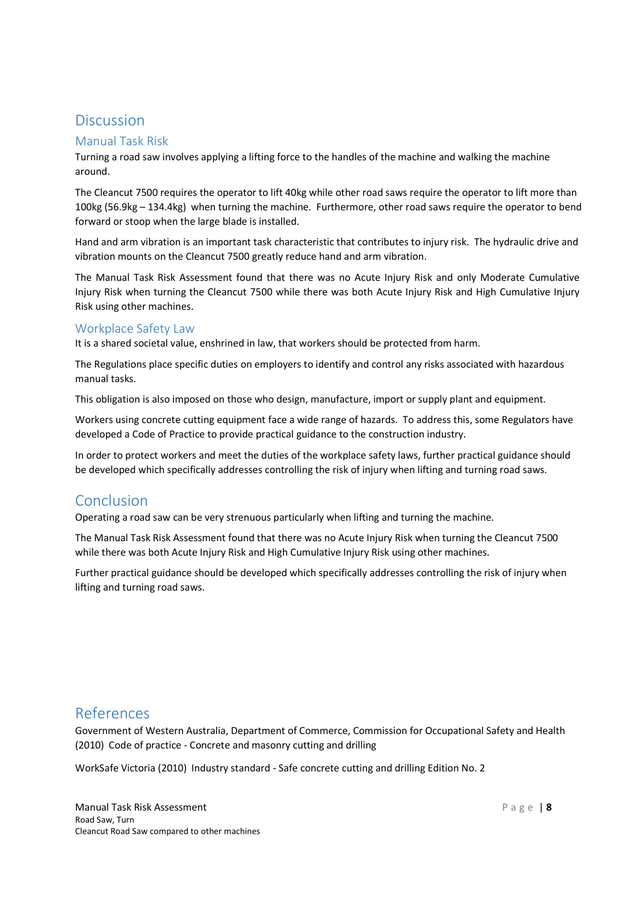# Discussion

## Manual Task Risk

Turning a road saw involves applying a lifting force to the handles of the machine and walking the machine around.

The Cleancut 7500 requires the operator to lift 40kg while other road saws require the operator to lift more than 100kg (56.9kg – 134.4kg) when turning the machine. Furthermore, other road saws require the operator to bend forward or stoop when the large blade is installed.

Hand and arm vibration is an important task characteristic that contributes to injury risk. The hydraulic drive and vibration mounts on the Cleancut 7500 greatly reduce hand and arm vibration.

The Manual Task Risk Assessment found that there was no Acute Injury Risk and only Moderate Cumulative Injury Risk when turning the Cleancut 7500 while there was both Acute Injury Risk and High Cumulative Injury Risk using other machines.

## Workplace Safety Law

It is a shared societal value, enshrined in law, that workers should be protected from harm.

The Regulations place specific duties on employers to identify and control any risks associated with hazardous manual tasks.

This obligation is also imposed on those who design, manufacture, import or supply plant and equipment.

Workers using concrete cutting equipment face a wide range of hazards. To address this, some Regulators have developed a Code of Practice to provide practical guidance to the construction industry.

In order to protect workers and meet the duties of the workplace safety laws, further practical guidance should be developed which specifically addresses controlling the risk of injury when lifting and turning road saws.

# Conclusion

Operating a road saw can be very strenuous particularly when lifting and turning the machine.

The Manual Task Risk Assessment found that there was no Acute Injury Risk when turning the Cleancut 7500 while there was both Acute Injury Risk and High Cumulative Injury Risk using other machines.

Further practical guidance should be developed which specifically addresses controlling the risk of injury when lifting and turning road saws.

# References

Government of Western Australia, Department of Commerce, Commission for Occupational Safety and Health (2010) Code of practice - Concrete and masonry cutting and drilling

WorkSafe Victoria (2010) Industry standard - Safe concrete cutting and drilling Edition No. 2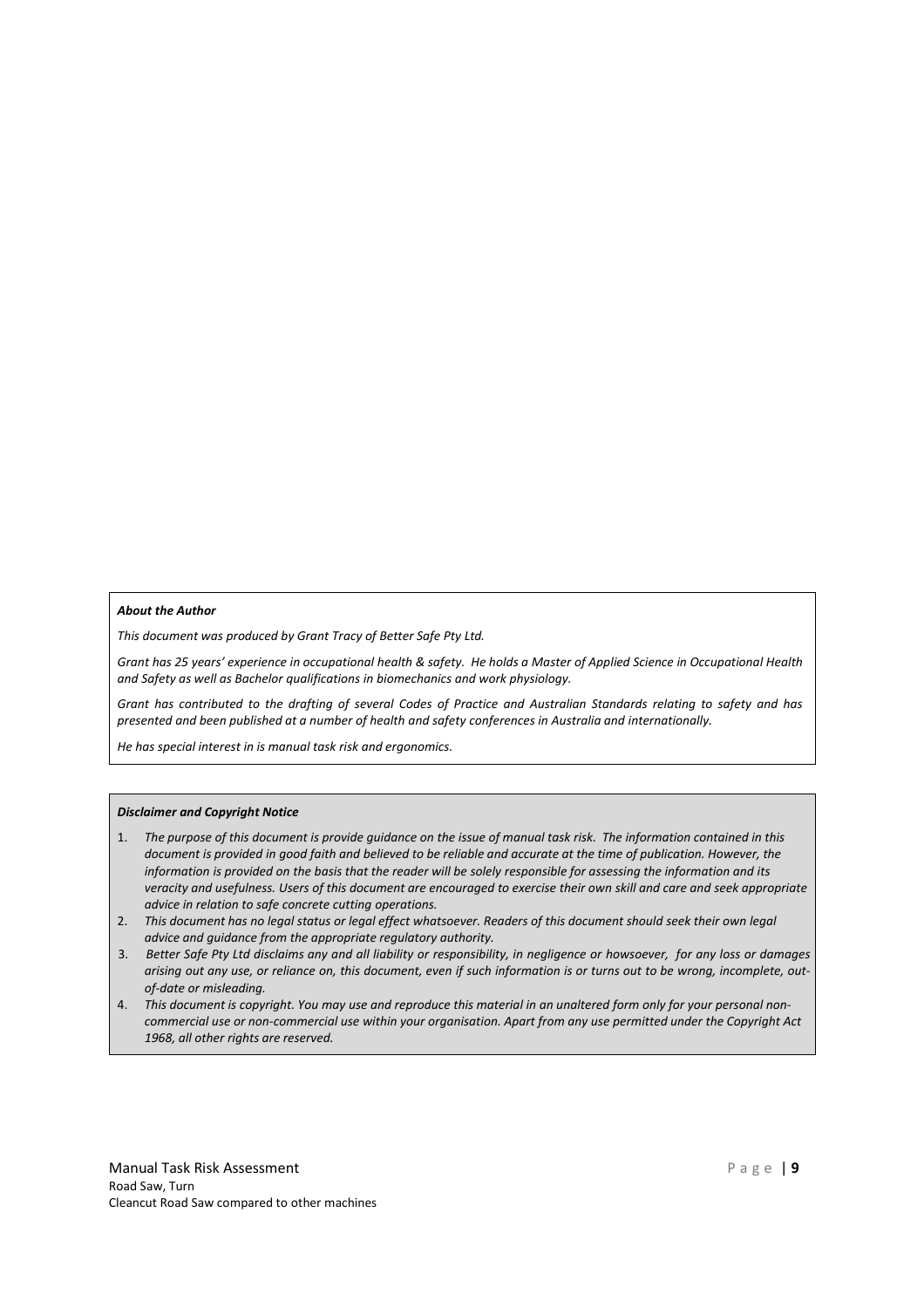***About the Author***

*This document was produced by Grant Tracy of Better Safe Pty Ltd.*

*Grant has 25 years' experience in occupational health & safety. He holds a Master of Applied Science in Occupational Health and Safety as well as Bachelor qualifications in biomechanics and work physiology.*

*Grant has contributed to the drafting of several Codes of Practice and Australian Standards relating to safety and has presented and been published at a number of health and safety conferences in Australia and internationally.*

*He has special interest in is manual task risk and ergonomics.*

***Disclaimer and Copyright Notice***

1. *The purpose of this document is provide guidance on the issue of manual task risk. The information contained in this document is provided in good faith and believed to be reliable and accurate at the time of publication. However, the information is provided on the basis that the reader will be solely responsible for assessing the information and its veracity and usefulness. Users of this document are encouraged to exercise their own skill and care and seek appropriate advice in relation to safe concrete cutting operations.*
2. *This document has no legal status or legal effect whatsoever. Readers of this document should seek their own legal advice and guidance from the appropriate regulatory authority.*
3. *Better Safe Pty Ltd disclaims any and all liability or responsibility, in negligence or howsoever, for any loss or damages arising out any use, or reliance on, this document, even if such information is or turns out to be wrong, incomplete, out-of-date or misleading.*
4. *This document is copyright. You may use and reproduce this material in an unaltered form only for your personal non-commercial use or non-commercial use within your organisation. Apart from any use permitted under the Copyright Act 1968, all other rights are reserved.*